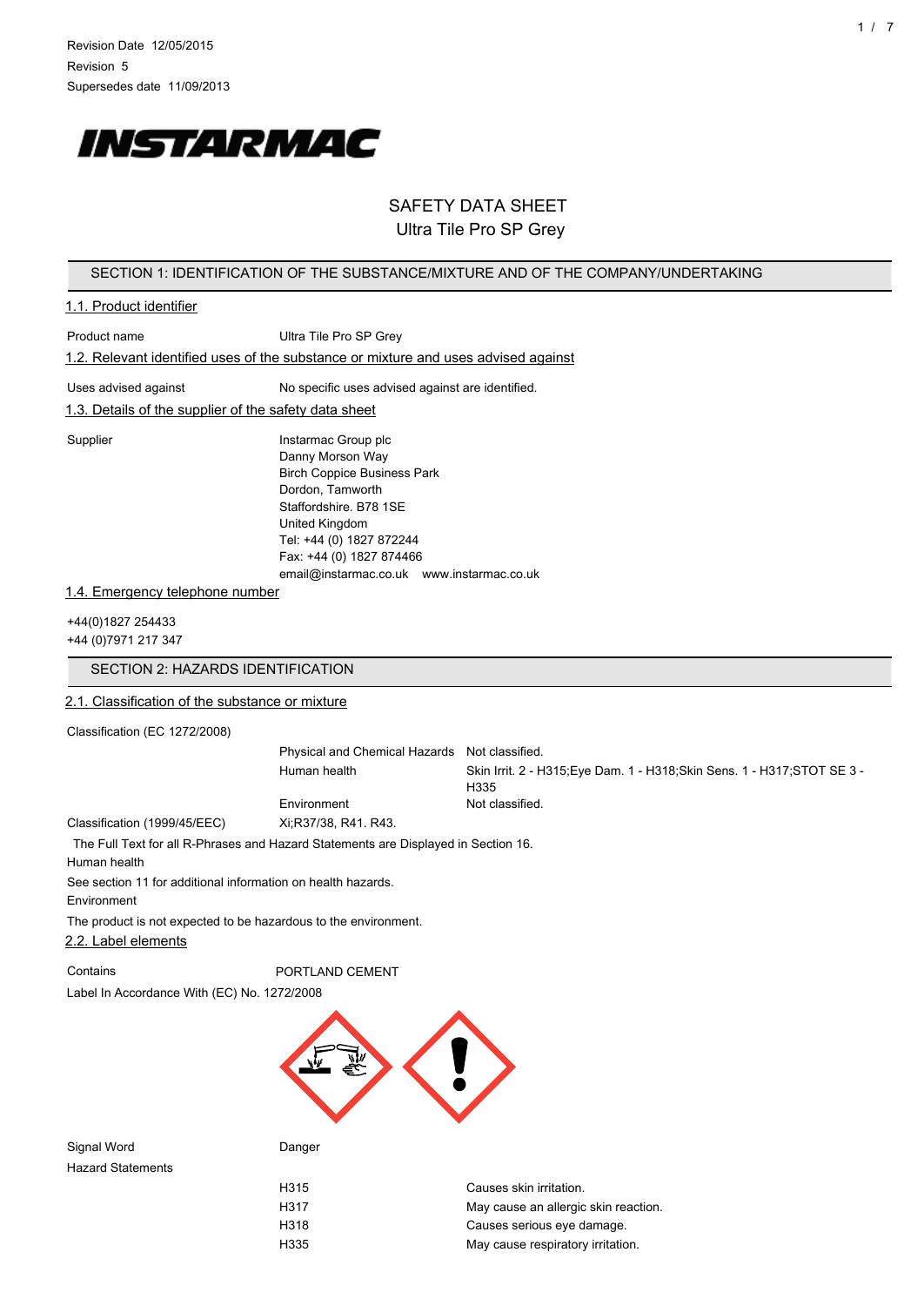Revision Date 12/05/2015
Revision 5
Supersedes date 11/09/2013

INSTARMAC

# SAFETY DATA SHEET
# Ultra Tile Pro SP Grey

## SECTION 1: IDENTIFICATION OF THE SUBSTANCE/MIXTURE AND OF THE COMPANY/UNDERTAKING

### 1.1. Product identifier

Product name: Ultra Tile Pro SP Grey

### 1.2. Relevant identified uses of the substance or mixture and uses advised against

Uses advised against: No specific uses advised against are identified.

### 1.3. Details of the supplier of the safety data sheet

Supplier:
Instarmac Group plc
Danny Morson Way
Birch Coppice Business Park
Dordon, Tamworth
Staffordshire. B78 1SE
United Kingdom
Tel: +44 (0) 1827 872244
Fax: +44 (0) 1827 874466
email@instarmac.co.uk www.instarmac.co.uk

### 1.4. Emergency telephone number

+44(0)1827 254433
+44 (0)7971 217 347

## SECTION 2: HAZARDS IDENTIFICATION

### 2.1. Classification of the substance or mixture

Classification (EC 1272/2008)

| | |
|---|---|
| Physical and Chemical Hazards | Not classified. |
| Human health | Skin Irrit. 2 - H315;Eye Dam. 1 - H318;Skin Sens. 1 - H317;STOT SE 3 - H335 |
| Environment | Not classified. |

Classification (1999/45/EEC): Xi;R37/38, R41. R43.

The Full Text for all R-Phrases and Hazard Statements are Displayed in Section 16.

Human health

See section 11 for additional information on health hazards.

Environment

The product is not expected to be hazardous to the environment.

### 2.2. Label elements

Contains: PORTLAND CEMENT

Label In Accordance With (EC) No. 1272/2008

Signal Word: Danger

Hazard Statements

| | |
|---|---|
| H315 | Causes skin irritation. |
| H317 | May cause an allergic skin reaction. |
| H318 | Causes serious eye damage. |
| H335 | May cause respiratory irritation. |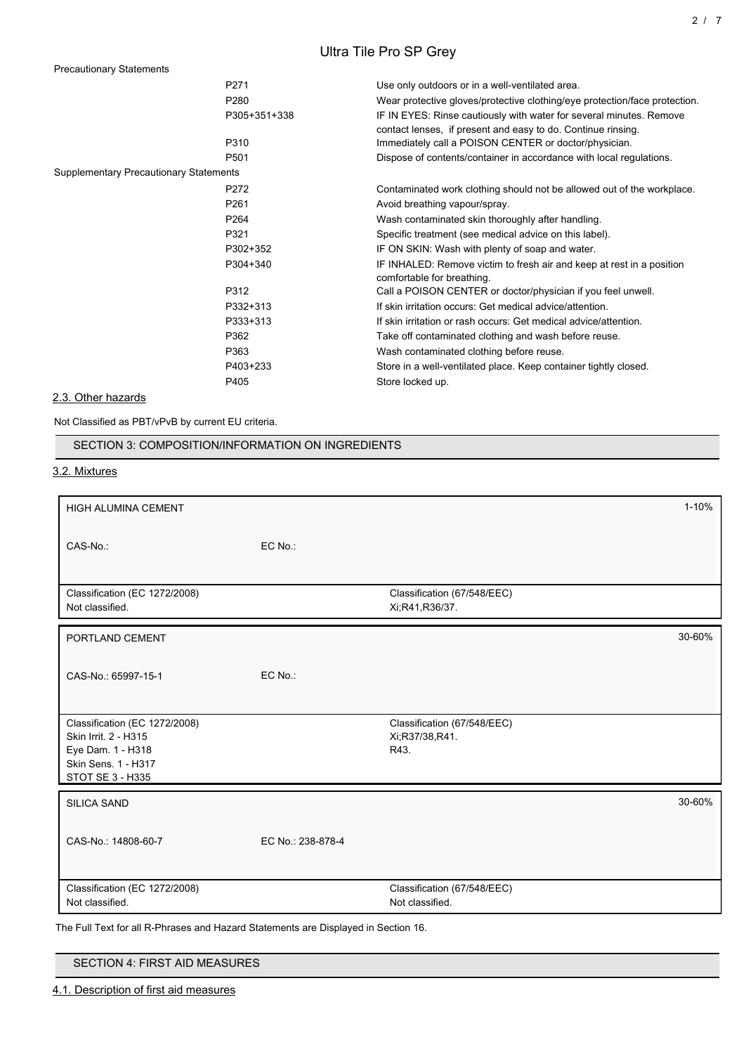Precautionary Statements

| | |
|---|---|
| P271 | Use only outdoors or in a well-ventilated area. |
| P280 | Wear protective gloves/protective clothing/eye protection/face protection. |
| P305+351+338 | IF IN EYES: Rinse cautiously with water for several minutes. Remove contact lenses, if present and easy to do. Continue rinsing. |
| P310 | Immediately call a POISON CENTER or doctor/physician. |
| P501 | Dispose of contents/container in accordance with local regulations. |

Supplementary Precautionary Statements

| | |
|---|---|
| P272 | Contaminated work clothing should not be allowed out of the workplace. |
| P261 | Avoid breathing vapour/spray. |
| P264 | Wash contaminated skin thoroughly after handling. |
| P321 | Specific treatment (see medical advice on this label). |
| P302+352 | IF ON SKIN: Wash with plenty of soap and water. |
| P304+340 | IF INHALED: Remove victim to fresh air and keep at rest in a position comfortable for breathing. |
| P312 | Call a POISON CENTER or doctor/physician if you feel unwell. |
| P332+313 | If skin irritation occurs: Get medical advice/attention. |
| P333+313 | If skin irritation or rash occurs: Get medical advice/attention. |
| P362 | Take off contaminated clothing and wash before reuse. |
| P363 | Wash contaminated clothing before reuse. |
| P403+233 | Store in a well-ventilated place. Keep container tightly closed. |
| P405 | Store locked up. |

### 2.3. Other hazards

Not Classified as PBT/vPvB by current EU criteria.

## SECTION 3: COMPOSITION/INFORMATION ON INGREDIENTS

### 3.2. Mixtures

| HIGH ALUMINA CEMENT | | | 1-10% |
|---|---|---|---|
| CAS-No.: | EC No.: | | |
| Classification (EC 1272/2008)<br>Not classified. | | Classification (67/548/EEC)<br>Xi;R41,R36/37. | |

| PORTLAND CEMENT | | | 30-60% |
|---|---|---|---|
| CAS-No.: 65997-15-1 | EC No.: | | |
| Classification (EC 1272/2008)<br>Skin Irrit. 2 - H315<br>Eye Dam. 1 - H318<br>Skin Sens. 1 - H317<br>STOT SE 3 - H335 | | Classification (67/548/EEC)<br>Xi;R37/38,R41.<br>R43. | |

| SILICA SAND | | | 30-60% |
|---|---|---|---|
| CAS-No.: 14808-60-7 | EC No.: 238-878-4 | | |
| Classification (EC 1272/2008)<br>Not classified. | | Classification (67/548/EEC)<br>Not classified. | |

The Full Text for all R-Phrases and Hazard Statements are Displayed in Section 16.

## SECTION 4: FIRST AID MEASURES

### 4.1. Description of first aid measures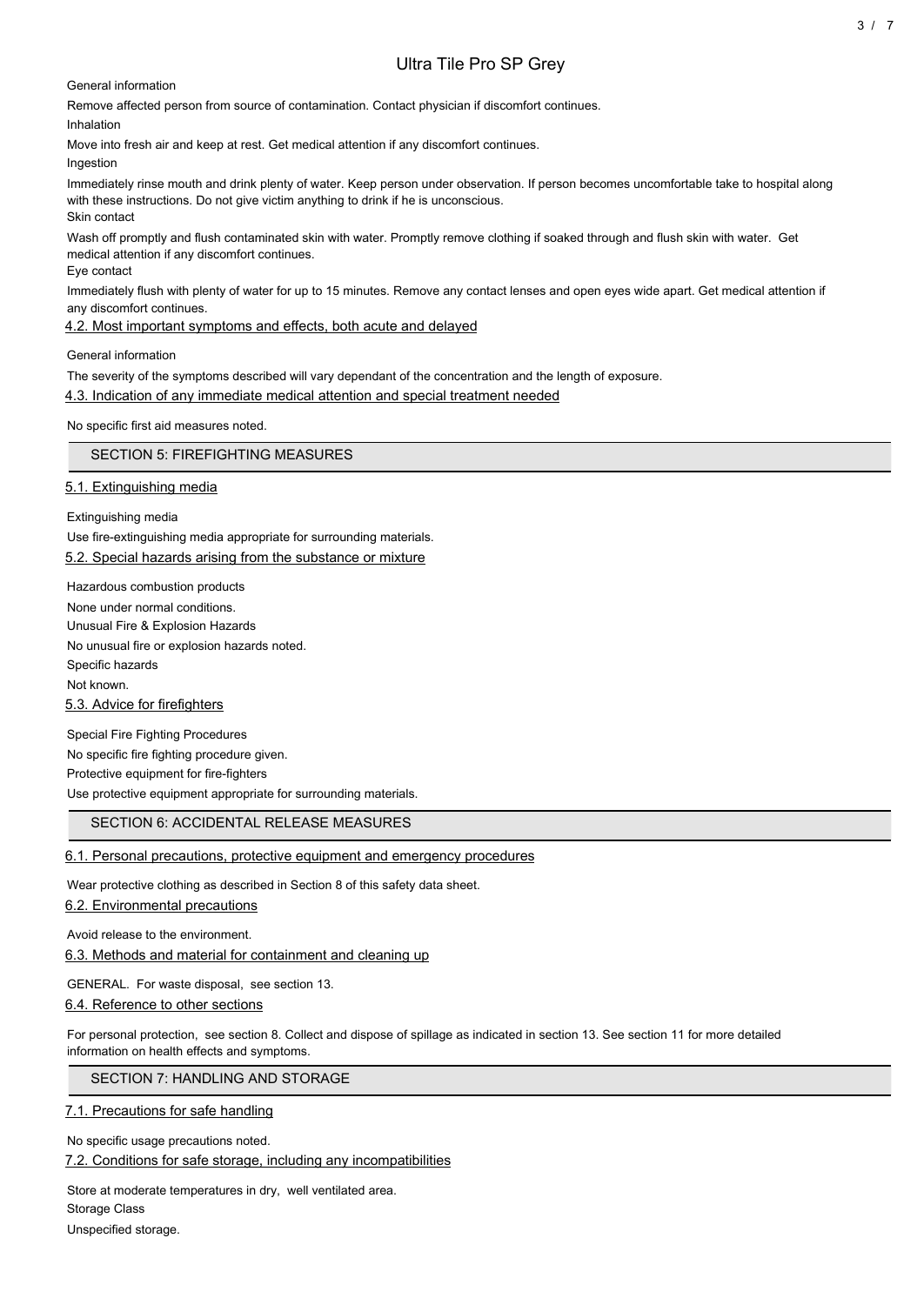General information

Remove affected person from source of contamination. Contact physician if discomfort continues.

Inhalation

Move into fresh air and keep at rest. Get medical attention if any discomfort continues.

Ingestion

Immediately rinse mouth and drink plenty of water. Keep person under observation. If person becomes uncomfortable take to hospital along with these instructions. Do not give victim anything to drink if he is unconscious.

Skin contact

Wash off promptly and flush contaminated skin with water. Promptly remove clothing if soaked through and flush skin with water. Get medical attention if any discomfort continues.

Eye contact

Immediately flush with plenty of water for up to 15 minutes. Remove any contact lenses and open eyes wide apart. Get medical attention if any discomfort continues.

### 4.2. Most important symptoms and effects, both acute and delayed

General information

The severity of the symptoms described will vary dependant of the concentration and the length of exposure.

### 4.3. Indication of any immediate medical attention and special treatment needed

No specific first aid measures noted.

## SECTION 5: FIREFIGHTING MEASURES

### 5.1. Extinguishing media

Extinguishing media

Use fire-extinguishing media appropriate for surrounding materials.

### 5.2. Special hazards arising from the substance or mixture

Hazardous combustion products

None under normal conditions.

Unusual Fire & Explosion Hazards

No unusual fire or explosion hazards noted.

Specific hazards

Not known.

### 5.3. Advice for firefighters

Special Fire Fighting Procedures

No specific fire fighting procedure given.

Protective equipment for fire-fighters

Use protective equipment appropriate for surrounding materials.

## SECTION 6: ACCIDENTAL RELEASE MEASURES

### 6.1. Personal precautions, protective equipment and emergency procedures

Wear protective clothing as described in Section 8 of this safety data sheet.

### 6.2. Environmental precautions

Avoid release to the environment.

### 6.3. Methods and material for containment and cleaning up

GENERAL. For waste disposal, see section 13.

### 6.4. Reference to other sections

For personal protection, see section 8. Collect and dispose of spillage as indicated in section 13. See section 11 for more detailed information on health effects and symptoms.

## SECTION 7: HANDLING AND STORAGE

### 7.1. Precautions for safe handling

No specific usage precautions noted.

### 7.2. Conditions for safe storage, including any incompatibilities

Store at moderate temperatures in dry, well ventilated area.

Storage Class

Unspecified storage.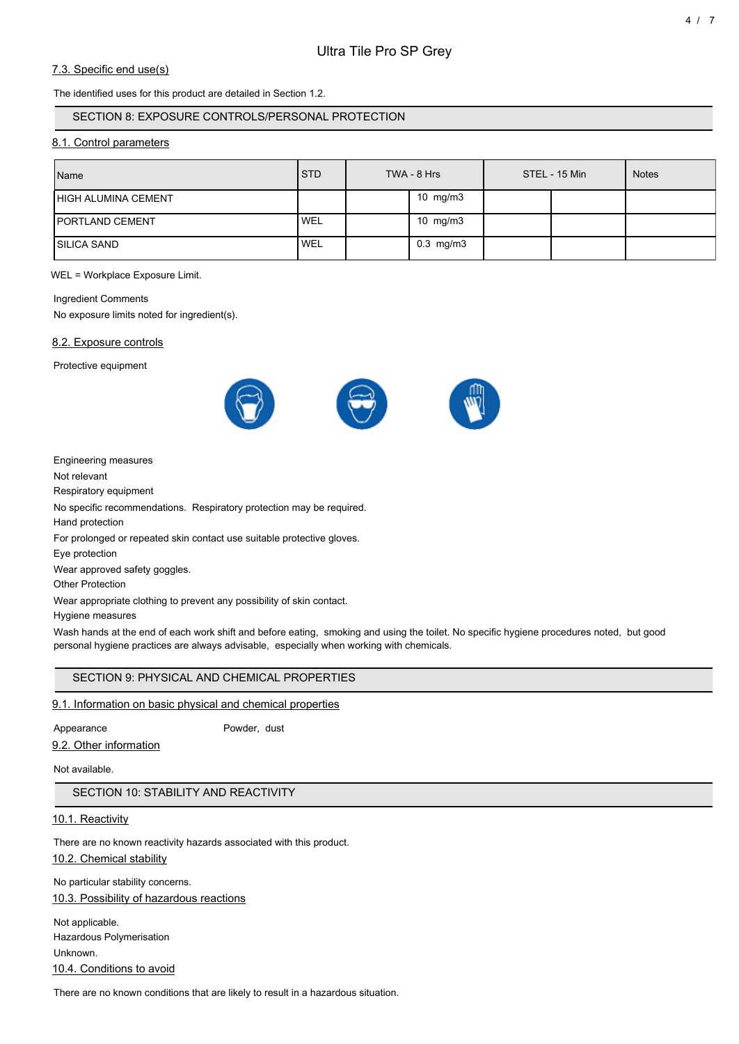### 7.3. Specific end use(s)

The identified uses for this product are detailed in Section 1.2.

## SECTION 8: EXPOSURE CONTROLS/PERSONAL PROTECTION

### 8.1. Control parameters

| Name | STD | TWA - 8 Hrs | | STEL - 15 Min | | Notes |
|---|---|---|---|---|---|---|
| HIGH ALUMINA CEMENT | | | 10 mg/m3 | | | |
| PORTLAND CEMENT | WEL | | 10 mg/m3 | | | |
| SILICA SAND | WEL | | 0.3 mg/m3 | | | |

WEL = Workplace Exposure Limit.

Ingredient Comments

No exposure limits noted for ingredient(s).

### 8.2. Exposure controls

Protective equipment

Engineering measures

Not relevant

Respiratory equipment

No specific recommendations. Respiratory protection may be required.

Hand protection

For prolonged or repeated skin contact use suitable protective gloves.

Eye protection

Wear approved safety goggles.

Other Protection

Wear appropriate clothing to prevent any possibility of skin contact.

Hygiene measures

Wash hands at the end of each work shift and before eating, smoking and using the toilet. No specific hygiene procedures noted, but good personal hygiene practices are always advisable, especially when working with chemicals.

## SECTION 9: PHYSICAL AND CHEMICAL PROPERTIES

### 9.1. Information on basic physical and chemical properties

Appearance Powder, dust

### 9.2. Other information

Not available.

## SECTION 10: STABILITY AND REACTIVITY

### 10.1. Reactivity

There are no known reactivity hazards associated with this product.

### 10.2. Chemical stability

No particular stability concerns.

### 10.3. Possibility of hazardous reactions

Not applicable.

Hazardous Polymerisation

Unknown.

### 10.4. Conditions to avoid

There are no known conditions that are likely to result in a hazardous situation.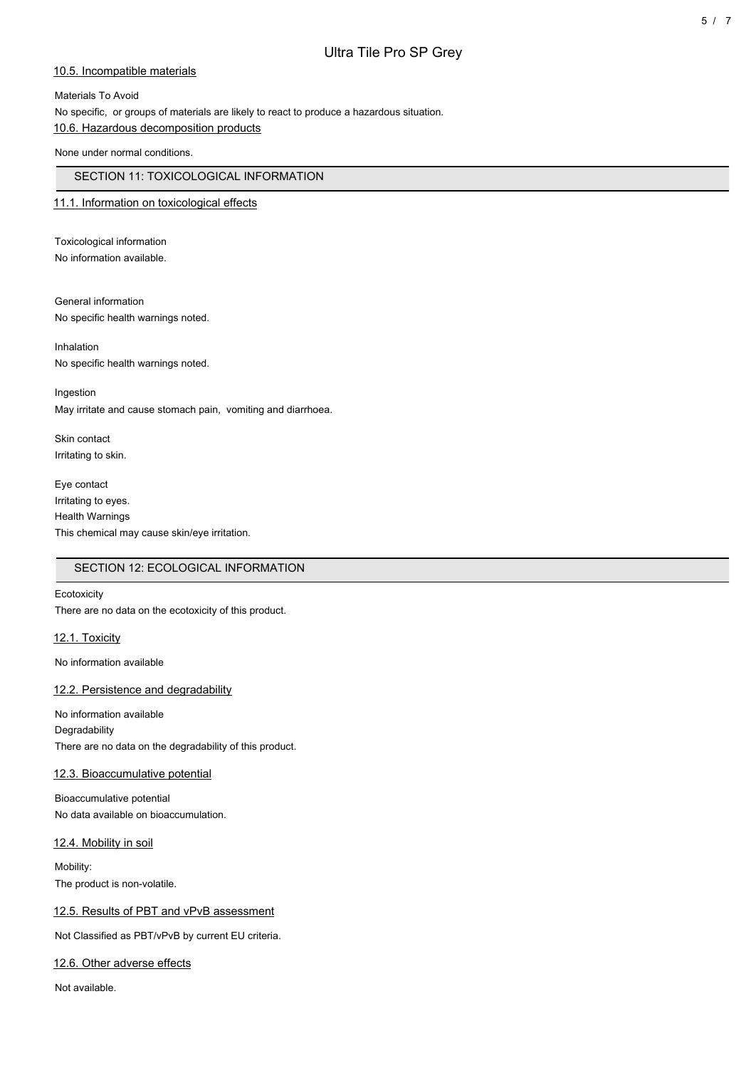### 10.5. Incompatible materials

Materials To Avoid

No specific, or groups of materials are likely to react to produce a hazardous situation.

### 10.6. Hazardous decomposition products

None under normal conditions.

## SECTION 11: TOXICOLOGICAL INFORMATION

### 11.1. Information on toxicological effects

Toxicological information

No information available.

General information

No specific health warnings noted.

Inhalation

No specific health warnings noted.

Ingestion

May irritate and cause stomach pain, vomiting and diarrhoea.

Skin contact

Irritating to skin.

Eye contact

Irritating to eyes.

Health Warnings

This chemical may cause skin/eye irritation.

## SECTION 12: ECOLOGICAL INFORMATION

Ecotoxicity

There are no data on the ecotoxicity of this product.

### 12.1. Toxicity

No information available

### 12.2. Persistence and degradability

No information available

Degradability

There are no data on the degradability of this product.

### 12.3. Bioaccumulative potential

Bioaccumulative potential

No data available on bioaccumulation.

### 12.4. Mobility in soil

Mobility:

The product is non-volatile.

### 12.5. Results of PBT and vPvB assessment

Not Classified as PBT/vPvB by current EU criteria.

### 12.6. Other adverse effects

Not available.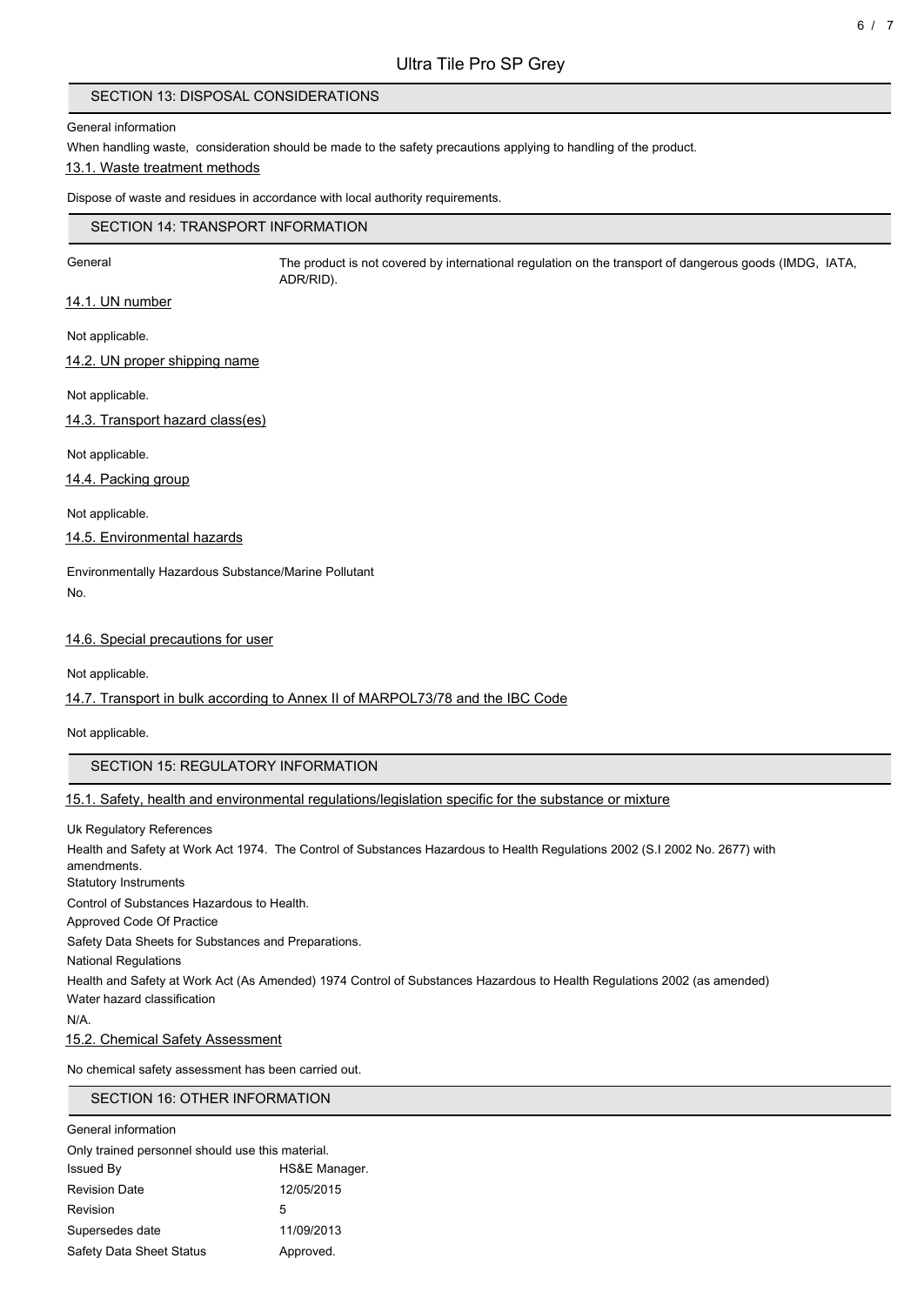## SECTION 13: DISPOSAL CONSIDERATIONS

General information

When handling waste, consideration should be made to the safety precautions applying to handling of the product.

### 13.1. Waste treatment methods

Dispose of waste and residues in accordance with local authority requirements.

## SECTION 14: TRANSPORT INFORMATION

General — The product is not covered by international regulation on the transport of dangerous goods (IMDG, IATA, ADR/RID).

### 14.1. UN number

Not applicable.

### 14.2. UN proper shipping name

Not applicable.

### 14.3. Transport hazard class(es)

Not applicable.

### 14.4. Packing group

Not applicable.

### 14.5. Environmental hazards

Environmentally Hazardous Substance/Marine Pollutant

No.

### 14.6. Special precautions for user

Not applicable.

### 14.7. Transport in bulk according to Annex II of MARPOL73/78 and the IBC Code

Not applicable.

## SECTION 15: REGULATORY INFORMATION

### 15.1. Safety, health and environmental regulations/legislation specific for the substance or mixture

Uk Regulatory References

Health and Safety at Work Act 1974. The Control of Substances Hazardous to Health Regulations 2002 (S.I 2002 No. 2677) with amendments.

Statutory Instruments

Control of Substances Hazardous to Health.

Approved Code Of Practice

Safety Data Sheets for Substances and Preparations.

National Regulations

Health and Safety at Work Act (As Amended) 1974 Control of Substances Hazardous to Health Regulations 2002 (as amended)

Water hazard classification

N/A.

### 15.2. Chemical Safety Assessment

No chemical safety assessment has been carried out.

## SECTION 16: OTHER INFORMATION

General information

Only trained personnel should use this material.

| | |
|---|---|
| Issued By | HS&E Manager. |
| Revision Date | 12/05/2015 |
| Revision | 5 |
| Supersedes date | 11/09/2013 |
| Safety Data Sheet Status | Approved. |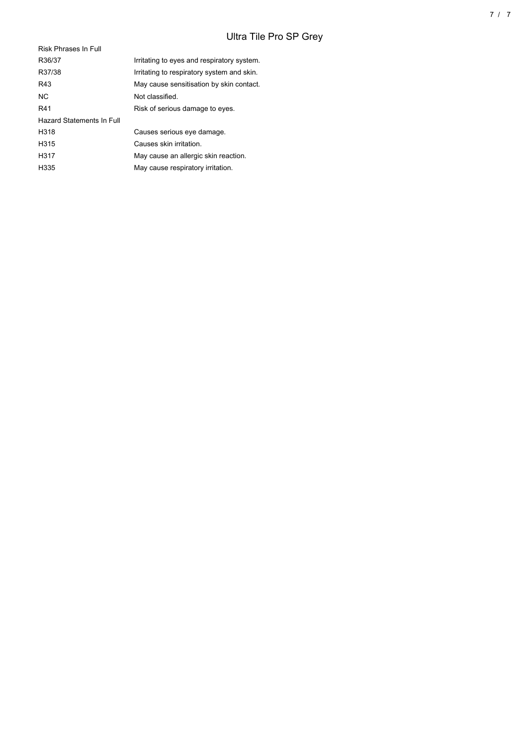Risk Phrases In Full

| | |
|---|---|
| R36/37 | Irritating to eyes and respiratory system. |
| R37/38 | Irritating to respiratory system and skin. |
| R43 | May cause sensitisation by skin contact. |
| NC | Not classified. |
| R41 | Risk of serious damage to eyes. |

Hazard Statements In Full

| | |
|---|---|
| H318 | Causes serious eye damage. |
| H315 | Causes skin irritation. |
| H317 | May cause an allergic skin reaction. |
| H335 | May cause respiratory irritation. |